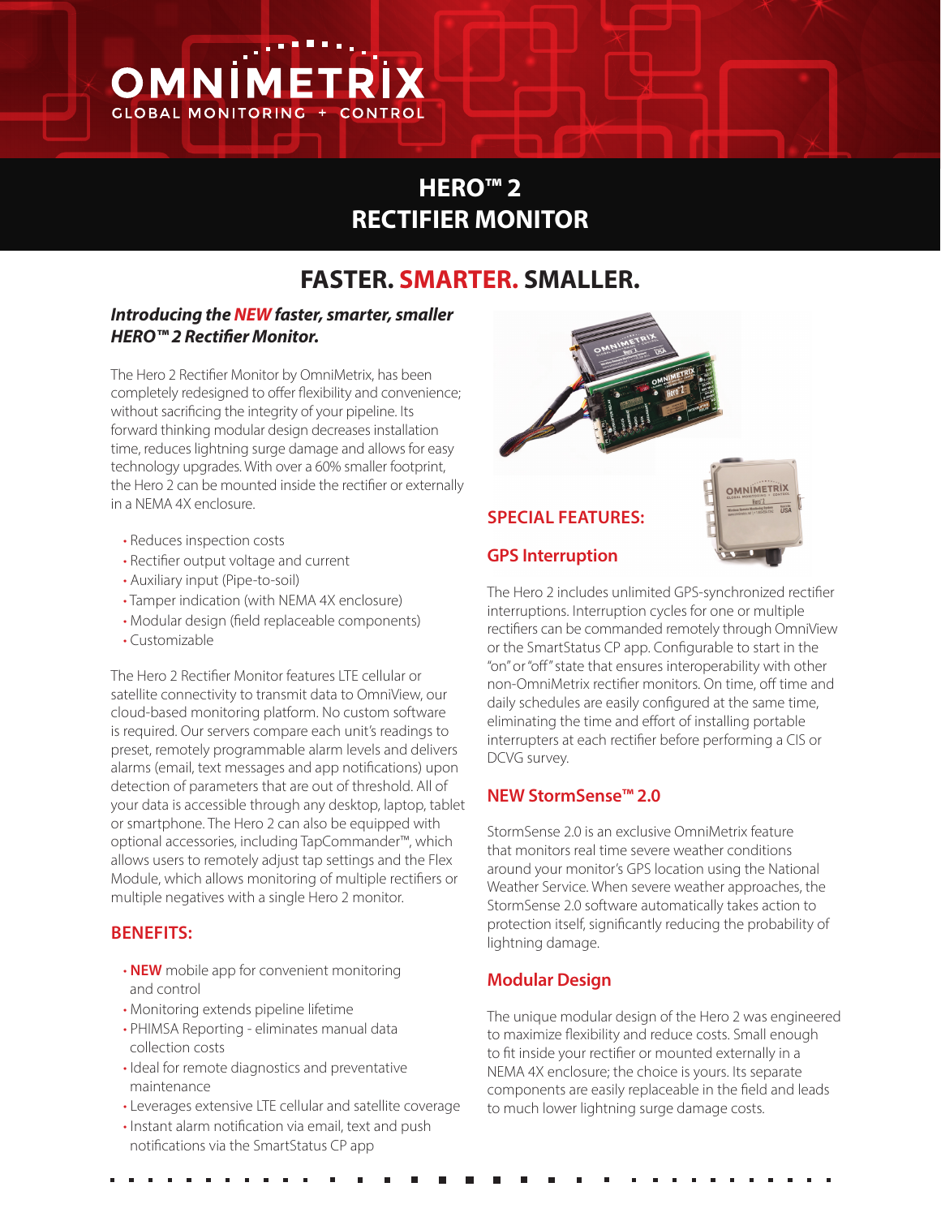# OMNIMETRIX

GLOBAL MONITORING + CONTROL

# HERO™ 2 RECTIFIER MONITOR

## FASTER. SMARTER. SMALLER.

***Introducing the NEW faster, smarter, smaller HERO™ 2 Rectifier Monitor.***

The Hero 2 Rectifier Monitor by OmniMetrix, has been completely redesigned to offer flexibility and convenience; without sacrificing the integrity of your pipeline. Its forward thinking modular design decreases installation time, reduces lightning surge damage and allows for easy technology upgrades. With over a 60% smaller footprint, the Hero 2 can be mounted inside the rectifier or externally in a NEMA 4X enclosure.

- Reduces inspection costs
- Rectifier output voltage and current
- Auxiliary input (Pipe-to-soil)
- Tamper indication (with NEMA 4X enclosure)
- Modular design (field replaceable components)
- Customizable

The Hero 2 Rectifier Monitor features LTE cellular or satellite connectivity to transmit data to OmniView, our cloud-based monitoring platform. No custom software is required. Our servers compare each unit's readings to preset, remotely programmable alarm levels and delivers alarms (email, text messages and app notifications) upon detection of parameters that are out of threshold. All of your data is accessible through any desktop, laptop, tablet or smartphone. The Hero 2 can also be equipped with optional accessories, including TapCommander™, which allows users to remotely adjust tap settings and the Flex Module, which allows monitoring of multiple rectifiers or multiple negatives with a single Hero 2 monitor.

### BENEFITS:

- **NEW** mobile app for convenient monitoring and control
- Monitoring extends pipeline lifetime
- PHIMSA Reporting - eliminates manual data collection costs
- Ideal for remote diagnostics and preventative maintenance
- Leverages extensive LTE cellular and satellite coverage
- Instant alarm notification via email, text and push notifications via the SmartStatus CP app

### SPECIAL FEATURES:

#### GPS Interruption

The Hero 2 includes unlimited GPS-synchronized rectifier interruptions. Interruption cycles for one or multiple rectifiers can be commanded remotely through OmniView or the SmartStatus CP app. Configurable to start in the "on" or "off" state that ensures interoperability with other non-OmniMetrix rectifier monitors. On time, off time and daily schedules are easily configured at the same time, eliminating the time and effort of installing portable interrupters at each rectifier before performing a CIS or DCVG survey.

#### NEW StormSense™ 2.0

StormSense 2.0 is an exclusive OmniMetrix feature that monitors real time severe weather conditions around your monitor's GPS location using the National Weather Service. When severe weather approaches, the StormSense 2.0 software automatically takes action to protection itself, significantly reducing the probability of lightning damage.

#### Modular Design

The unique modular design of the Hero 2 was engineered to maximize flexibility and reduce costs. Small enough to fit inside your rectifier or mounted externally in a NEMA 4X enclosure; the choice is yours. Its separate components are easily replaceable in the field and leads to much lower lightning surge damage costs.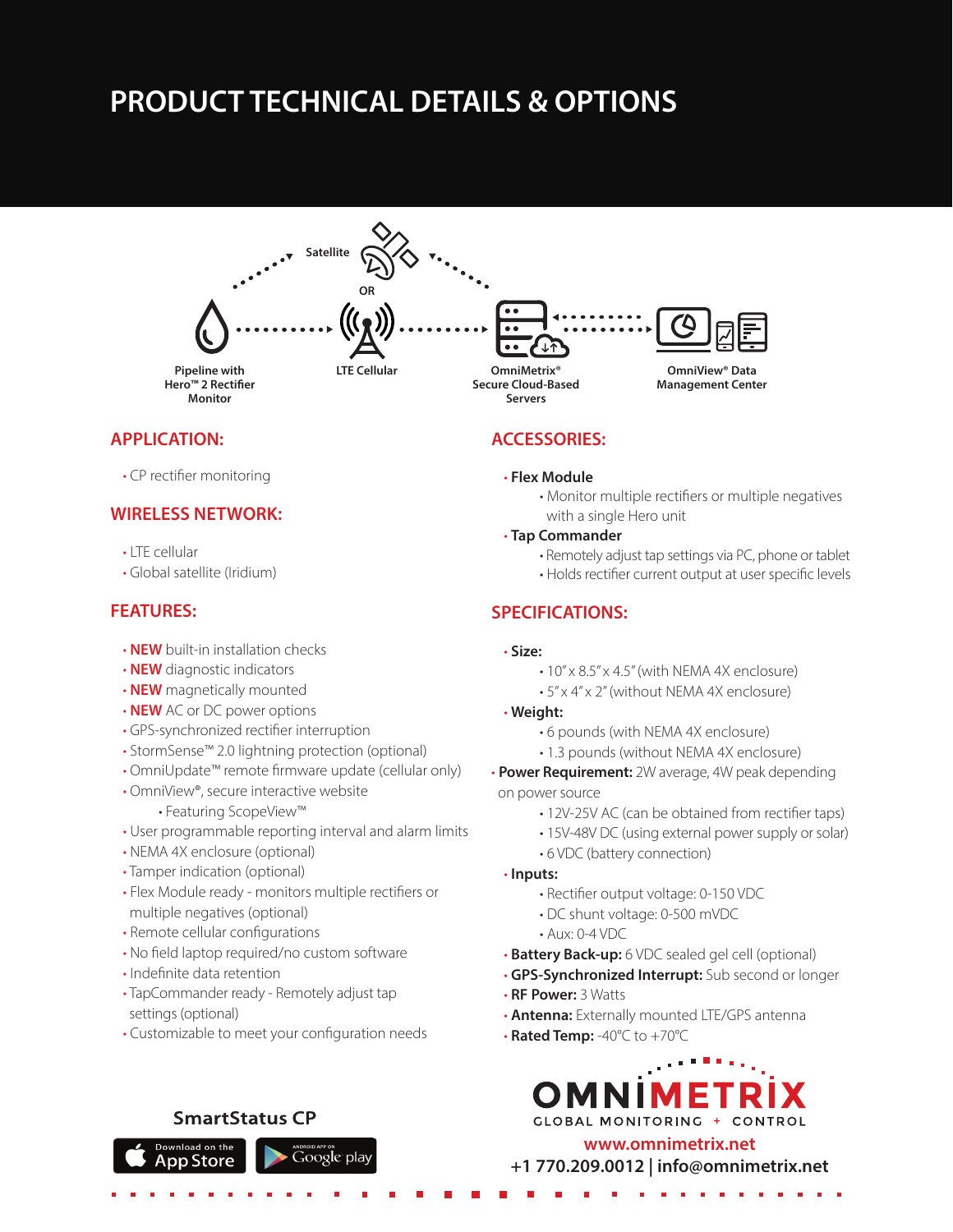# PRODUCT TECHNICAL DETAILS & OPTIONS

Satellite

OR

Pipeline with Hero™ 2 Rectifier Monitor

LTE Cellular

OmniMetrix® Secure Cloud-Based Servers

OmniView® Data Management Center

## APPLICATION:

- CP rectifier monitoring

## WIRELESS NETWORK:

- LTE cellular
- Global satellite (Iridium)

## FEATURES:

- **NEW** built-in installation checks
- **NEW** diagnostic indicators
- **NEW** magnetically mounted
- **NEW** AC or DC power options
- GPS-synchronized rectifier interruption
- StormSense™ 2.0 lightning protection (optional)
- OmniUpdate™ remote firmware update (cellular only)
- OmniView®, secure interactive website
  - Featuring ScopeView™
- User programmable reporting interval and alarm limits
- NEMA 4X enclosure (optional)
- Tamper indication (optional)
- Flex Module ready - monitors multiple rectifiers or multiple negatives (optional)
- Remote cellular configurations
- No field laptop required/no custom software
- Indefinite data retention
- TapCommander ready - Remotely adjust tap settings (optional)
- Customizable to meet your configuration needs

## ACCESSORIES:

- **Flex Module**
  - Monitor multiple rectifiers or multiple negatives with a single Hero unit
- **Tap Commander**
  - Remotely adjust tap settings via PC, phone or tablet
  - Holds rectifier current output at user specific levels

## SPECIFICATIONS:

- **Size:**
  - 10" x 8.5" x 4.5" (with NEMA 4X enclosure)
  - 5" x 4" x 2" (without NEMA 4X enclosure)
- **Weight:**
  - 6 pounds (with NEMA 4X enclosure)
  - 1.3 pounds (without NEMA 4X enclosure)
- **Power Requirement:** 2W average, 4W peak depending on power source
  - 12V-25V AC (can be obtained from rectifier taps)
  - 15V-48V DC (using external power supply or solar)
  - 6 VDC (battery connection)
- **Inputs:**
  - Rectifier output voltage: 0-150 VDC
  - DC shunt voltage: 0-500 mVDC
  - Aux: 0-4 VDC
- **Battery Back-up:** 6 VDC sealed gel cell (optional)
- **GPS-Synchronized Interrupt:** Sub second or longer
- **RF Power:** 3 Watts
- **Antenna:** Externally mounted LTE/GPS antenna
- **Rated Temp:** -40°C to +70°C

**SmartStatus CP**

Download on the App Store | ANDROID APP ON Google play

OMNIMETRIX

GLOBAL MONITORING + CONTROL

www.omnimetrix.net

+1 770.209.0012 | info@omnimetrix.net